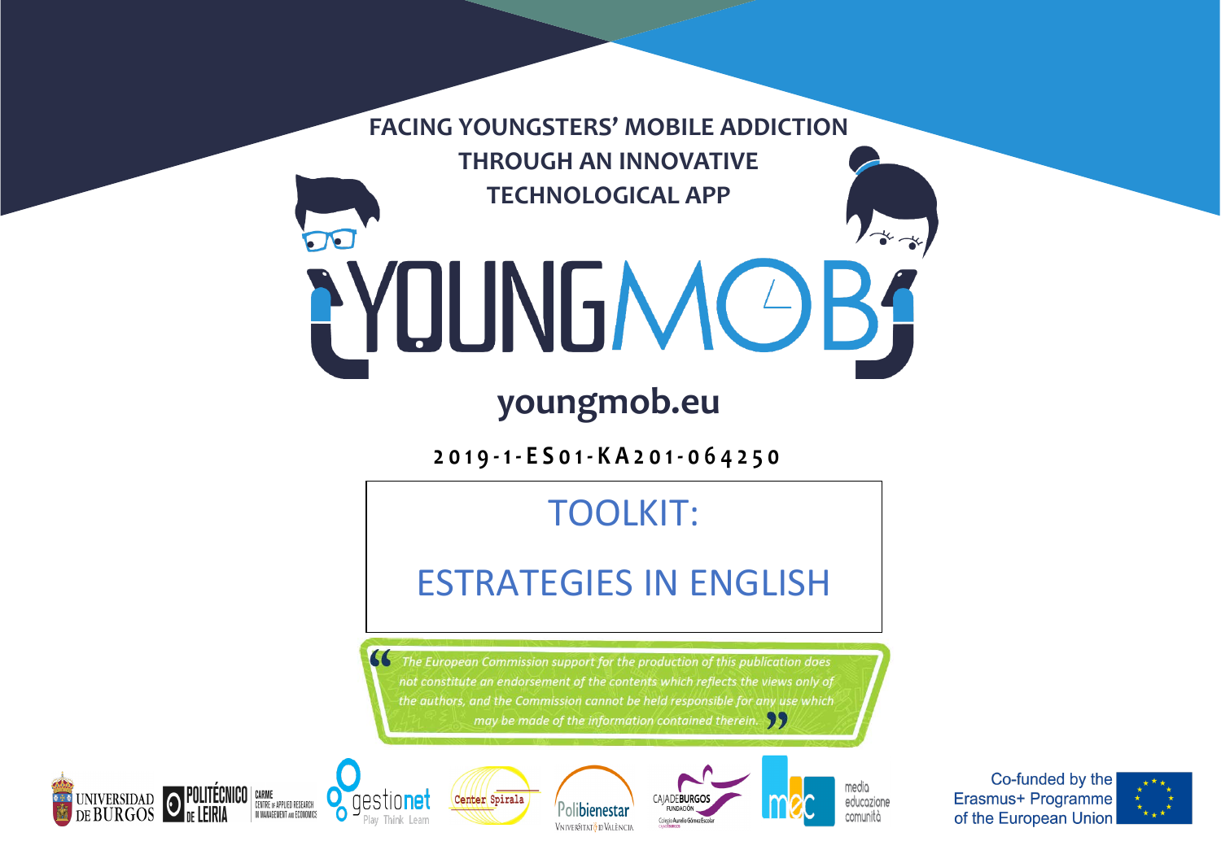# FACING YOUNGSTERS' MOBILE ADDICTION THROUGH AN INNOVATIVE TECHNOLOGICAL APP

# YOUNGMOB

**youngmob.eu**

**2019-1-ES01-KA201-064250**

## TOOLKIT:

## ESTRATEGIES IN ENGLISH

*"The European Commission support for the production of this publication does not constitute an endorsement of the contents which reflects the views only of the authors, and the Commission cannot be held responsible for any use which may be made of the information contained therein."*

Universidad de Burgos · Politécnico de Leiria · CARME Centre of Applied Research in Management and Economics · gestionet Play Think Learn · Center Spirala · Polibienestar Universitat de València · Cajadeburgos Fundación · mec media educazione comunità

Co-funded by the Erasmus+ Programme of the European Union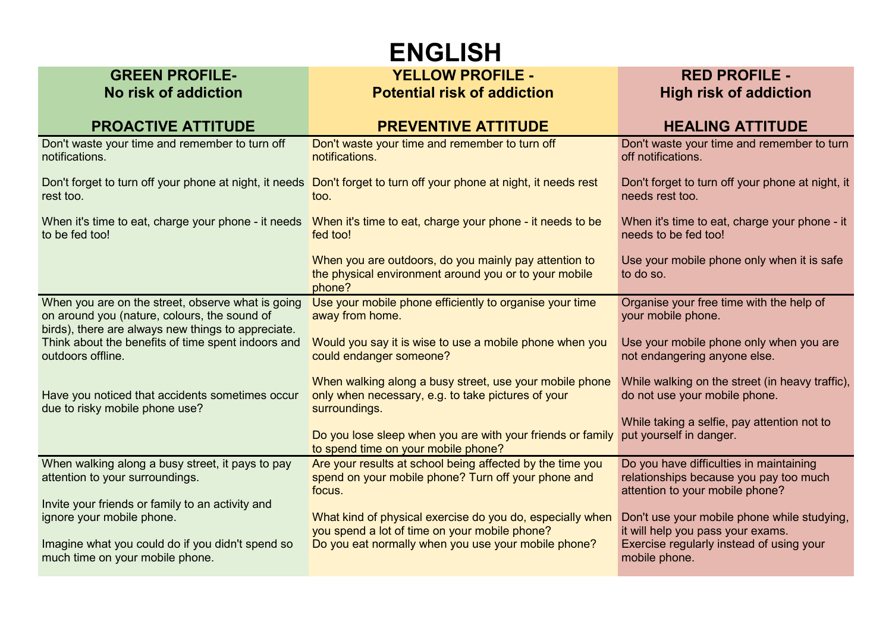# ENGLISH

| GREEN PROFILE- No risk of addiction<br><br>PROACTIVE ATTITUDE | YELLOW PROFILE - Potential risk of addiction<br><br>PREVENTIVE ATTITUDE | RED PROFILE - High risk of addiction<br><br>HEALING ATTITUDE |
|---|---|---|
| Don't waste your time and remember to turn off notifications.<br><br>Don't forget to turn off your phone at night, it needs rest too.<br><br>When it's time to eat, charge your phone - it needs to be fed too! | Don't waste your time and remember to turn off notifications.<br><br>Don't forget to turn off your phone at night, it needs rest too.<br><br>When it's time to eat, charge your phone - it needs to be fed too!<br><br>When you are outdoors, do you mainly pay attention to the physical environment around you or to your mobile phone? | Don't waste your time and remember to turn off notifications.<br><br>Don't forget to turn off your phone at night, it needs rest too.<br><br>When it's time to eat, charge your phone - it needs to be fed too!<br><br>Use your mobile phone only when it is safe to do so. |
| When you are on the street, observe what is going on around you (nature, colours, the sound of birds), there are always new things to appreciate.<br>Think about the benefits of time spent indoors and outdoors offline.<br><br>Have you noticed that accidents sometimes occur due to risky mobile phone use? | Use your mobile phone efficiently to organise your time away from home.<br><br>Would you say it is wise to use a mobile phone when you could endanger someone?<br><br>When walking along a busy street, use your mobile phone only when necessary, e.g. to take pictures of your surroundings.<br><br>Do you lose sleep when you are with your friends or family to spend time on your mobile phone? | Organise your free time with the help of your mobile phone.<br><br>Use your mobile phone only when you are not endangering anyone else.<br><br>While walking on the street (in heavy traffic), do not use your mobile phone.<br><br>While taking a selfie, pay attention not to put yourself in danger. |
| When walking along a busy street, it pays to pay attention to your surroundings.<br><br>Invite your friends or family to an activity and ignore your mobile phone.<br><br>Imagine what you could do if you didn't spend so much time on your mobile phone. | Are your results at school being affected by the time you spend on your mobile phone? Turn off your phone and focus.<br><br>What kind of physical exercise do you do, especially when you spend a lot of time on your mobile phone?<br>Do you eat normally when you use your mobile phone? | Do you have difficulties in maintaining relationships because you pay too much attention to your mobile phone?<br><br>Don't use your mobile phone while studying, it will help you pass your exams.<br>Exercise regularly instead of using your mobile phone. |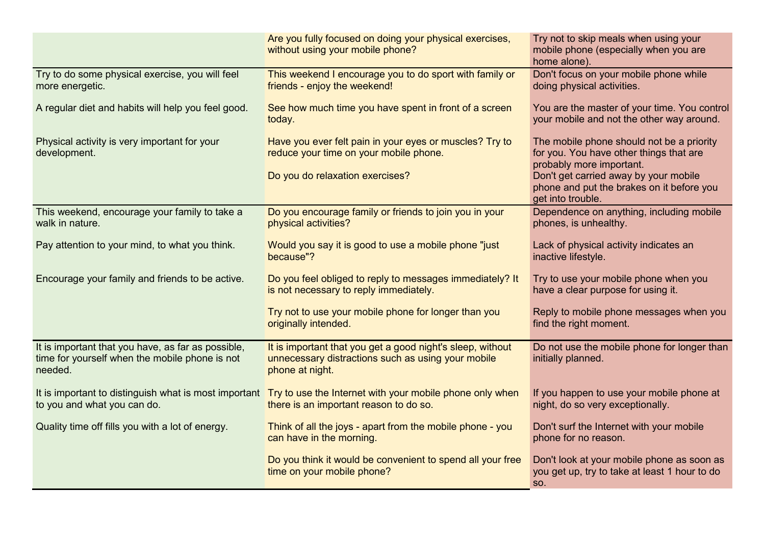| | | |
|---|---|---|
| | Are you fully focused on doing your physical exercises, without using your mobile phone? | Try not to skip meals when using your mobile phone (especially when you are home alone). |
| Try to do some physical exercise, you will feel more energetic. | This weekend I encourage you to do sport with family or friends - enjoy the weekend! | Don't focus on your mobile phone while doing physical activities. |
| A regular diet and habits will help you feel good. | See how much time you have spent in front of a screen today. | You are the master of your time. You control your mobile and not the other way around. |
| Physical activity is very important for your development. | Have you ever felt pain in your eyes or muscles? Try to reduce your time on your mobile phone. | The mobile phone should not be a priority for you. You have other things that are probably more important. |
| | Do you do relaxation exercises? | Don't get carried away by your mobile phone and put the brakes on it before you get into trouble. |
| This weekend, encourage your family to take a walk in nature. | Do you encourage family or friends to join you in your physical activities? | Dependence on anything, including mobile phones, is unhealthy. |
| Pay attention to your mind, to what you think. | Would you say it is good to use a mobile phone "just because"? | Lack of physical activity indicates an inactive lifestyle. |
| Encourage your family and friends to be active. | Do you feel obliged to reply to messages immediately? It is not necessary to reply immediately. | Try to use your mobile phone when you have a clear purpose for using it. |
| | Try not to use your mobile phone for longer than you originally intended. | Reply to mobile phone messages when you find the right moment. |
| It is important that you have, as far as possible, time for yourself when the mobile phone is not needed. | It is important that you get a good night's sleep, without unnecessary distractions such as using your mobile phone at night. | Do not use the mobile phone for longer than initially planned. |
| It is important to distinguish what is most important to you and what you can do. | Try to use the Internet with your mobile phone only when there is an important reason to do so. | If you happen to use your mobile phone at night, do so very exceptionally. |
| Quality time off fills you with a lot of energy. | Think of all the joys - apart from the mobile phone - you can have in the morning. | Don't surf the Internet with your mobile phone for no reason. |
| | Do you think it would be convenient to spend all your free time on your mobile phone? | Don't look at your mobile phone as soon as you get up, try to take at least 1 hour to do so. |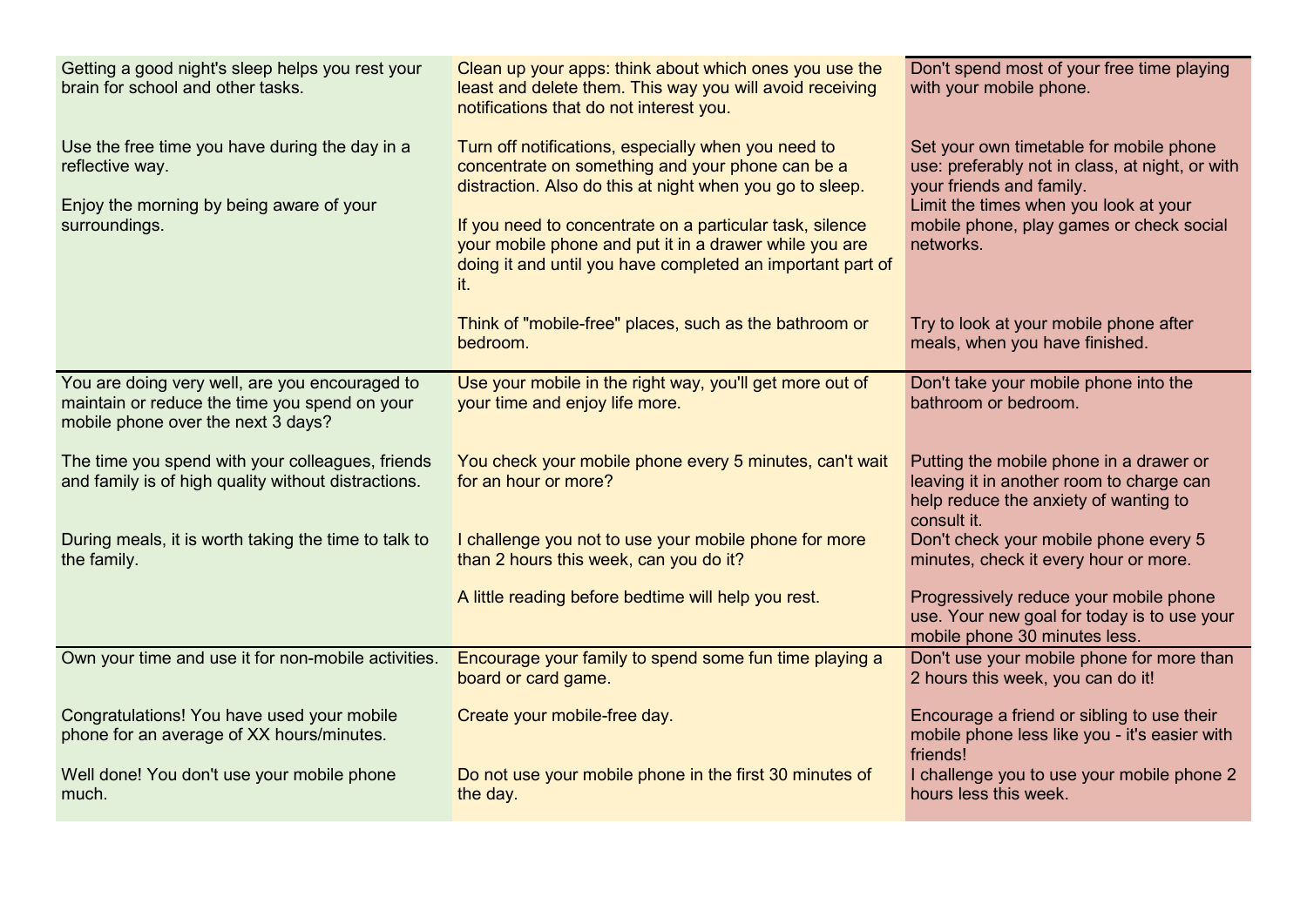| | | |
|---|---|---|
| Getting a good night's sleep helps you rest your brain for school and other tasks.<br><br>Use the free time you have during the day in a reflective way.<br><br>Enjoy the morning by being aware of your surroundings. | Clean up your apps: think about which ones you use the least and delete them. This way you will avoid receiving notifications that do not interest you.<br><br>Turn off notifications, especially when you need to concentrate on something and your phone can be a distraction. Also do this at night when you go to sleep.<br><br>If you need to concentrate on a particular task, silence your mobile phone and put it in a drawer while you are doing it and until you have completed an important part of it.<br><br>Think of "mobile-free" places, such as the bathroom or bedroom. | Don't spend most of your free time playing with your mobile phone.<br><br>Set your own timetable for mobile phone use: preferably not in class, at night, or with your friends and family.<br>Limit the times when you look at your mobile phone, play games or check social networks.<br><br>Try to look at your mobile phone after meals, when you have finished. |
| You are doing very well, are you encouraged to maintain or reduce the time you spend on your mobile phone over the next 3 days?<br><br>The time you spend with your colleagues, friends and family is of high quality without distractions.<br><br>During meals, it is worth taking the time to talk to the family. | Use your mobile in the right way, you'll get more out of your time and enjoy life more.<br><br>You check your mobile phone every 5 minutes, can't wait for an hour or more?<br><br>I challenge you not to use your mobile phone for more than 2 hours this week, can you do it?<br><br>A little reading before bedtime will help you rest. | Don't take your mobile phone into the bathroom or bedroom.<br><br>Putting the mobile phone in a drawer or leaving it in another room to charge can help reduce the anxiety of wanting to consult it.<br>Don't check your mobile phone every 5 minutes, check it every hour or more.<br><br>Progressively reduce your mobile phone use. Your new goal for today is to use your mobile phone 30 minutes less. |
| Own your time and use it for non-mobile activities.<br><br>Congratulations! You have used your mobile phone for an average of XX hours/minutes.<br><br>Well done! You don't use your mobile phone much. | Encourage your family to spend some fun time playing a board or card game.<br><br>Create your mobile-free day.<br><br>Do not use your mobile phone in the first 30 minutes of the day. | Don't use your mobile phone for more than 2 hours this week, you can do it!<br><br>Encourage a friend or sibling to use their mobile phone less like you - it's easier with friends!<br>I challenge you to use your mobile phone 2 hours less this week. |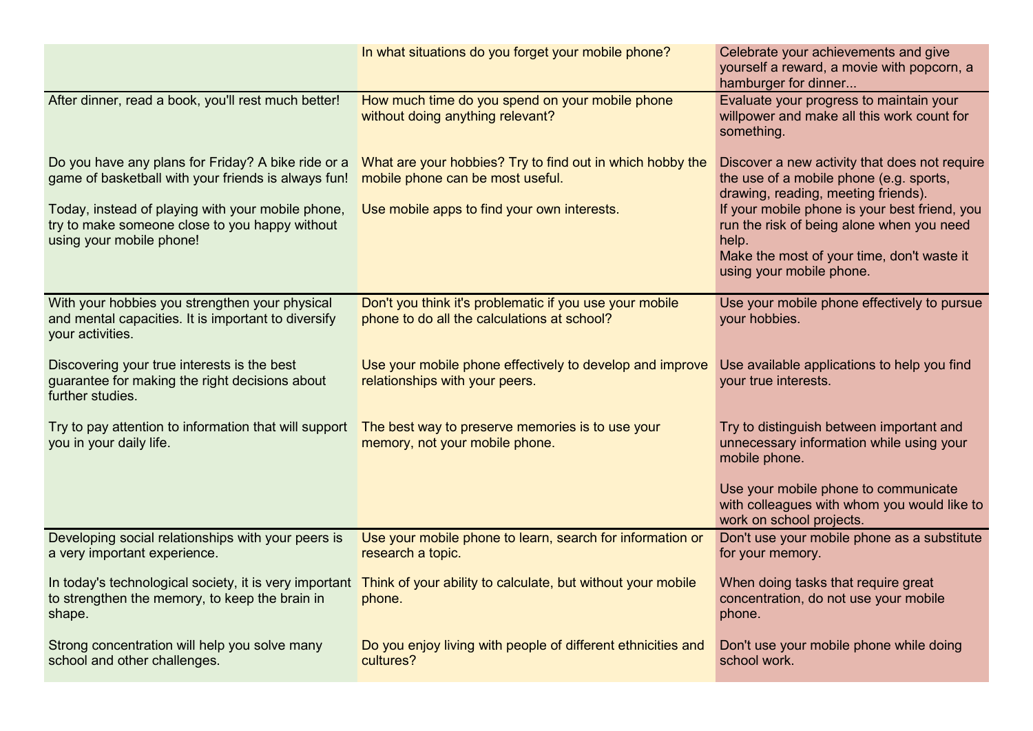| | | |
|---|---|---|
| | In what situations do you forget your mobile phone? | Celebrate your achievements and give yourself a reward, a movie with popcorn, a hamburger for dinner... |
| After dinner, read a book, you'll rest much better! | How much time do you spend on your mobile phone without doing anything relevant? | Evaluate your progress to maintain your willpower and make all this work count for something. |
| Do you have any plans for Friday? A bike ride or a game of basketball with your friends is always fun! | What are your hobbies? Try to find out in which hobby the mobile phone can be most useful. | Discover a new activity that does not require the use of a mobile phone (e.g. sports, drawing, reading, meeting friends). |
| Today, instead of playing with your mobile phone, try to make someone close to you happy without using your mobile phone! | Use mobile apps to find your own interests. | If your mobile phone is your best friend, you run the risk of being alone when you need help.<br>Make the most of your time, don't waste it using your mobile phone. |
| With your hobbies you strengthen your physical and mental capacities. It is important to diversify your activities. | Don't you think it's problematic if you use your mobile phone to do all the calculations at school? | Use your mobile phone effectively to pursue your hobbies. |
| Discovering your true interests is the best guarantee for making the right decisions about further studies. | Use your mobile phone effectively to develop and improve relationships with your peers. | Use available applications to help you find your true interests. |
| Try to pay attention to information that will support you in your daily life. | The best way to preserve memories is to use your memory, not your mobile phone. | Try to distinguish between important and unnecessary information while using your mobile phone.<br><br>Use your mobile phone to communicate with colleagues with whom you would like to work on school projects. |
| Developing social relationships with your peers is a very important experience. | Use your mobile phone to learn, search for information or research a topic. | Don't use your mobile phone as a substitute for your memory. |
| In today's technological society, it is very important to strengthen the memory, to keep the brain in shape. | Think of your ability to calculate, but without your mobile phone. | When doing tasks that require great concentration, do not use your mobile phone. |
| Strong concentration will help you solve many school and other challenges. | Do you enjoy living with people of different ethnicities and cultures? | Don't use your mobile phone while doing school work. |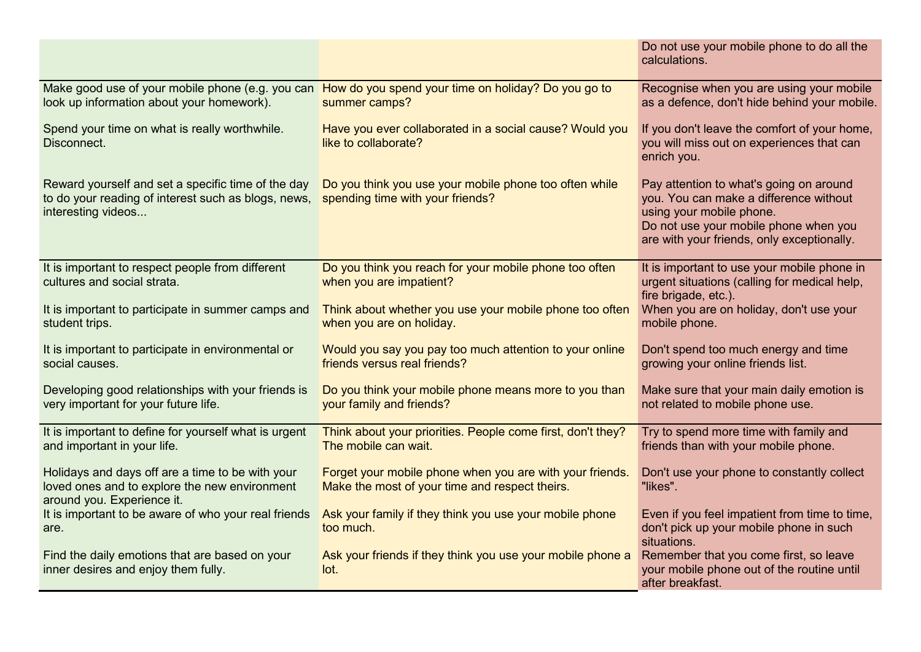| | | |
|---|---|---|
| | | Do not use your mobile phone to do all the calculations. |
| Make good use of your mobile phone (e.g. you can look up information about your homework). | How do you spend your time on holiday? Do you go to summer camps? | Recognise when you are using your mobile as a defence, don't hide behind your mobile. |
| Spend your time on what is really worthwhile. Disconnect. | Have you ever collaborated in a social cause? Would you like to collaborate? | If you don't leave the comfort of your home, you will miss out on experiences that can enrich you. |
| Reward yourself and set a specific time of the day to do your reading of interest such as blogs, news, interesting videos... | Do you think you use your mobile phone too often while spending time with your friends? | Pay attention to what's going on around you. You can make a difference without using your mobile phone. Do not use your mobile phone when you are with your friends, only exceptionally. |
| It is important to respect people from different cultures and social strata. | Do you think you reach for your mobile phone too often when you are impatient? | It is important to use your mobile phone in urgent situations (calling for medical help, fire brigade, etc.). |
| It is important to participate in summer camps and student trips. | Think about whether you use your mobile phone too often when you are on holiday. | When you are on holiday, don't use your mobile phone. |
| It is important to participate in environmental or social causes. | Would you say you pay too much attention to your online friends versus real friends? | Don't spend too much energy and time growing your online friends list. |
| Developing good relationships with your friends is very important for your future life. | Do you think your mobile phone means more to you than your family and friends? | Make sure that your main daily emotion is not related to mobile phone use. |
| It is important to define for yourself what is urgent and important in your life. | Think about your priorities. People come first, don't they? The mobile can wait. | Try to spend more time with family and friends than with your mobile phone. |
| Holidays and days off are a time to be with your loved ones and to explore the new environment around you. Experience it. | Forget your mobile phone when you are with your friends. Make the most of your time and respect theirs. | Don't use your phone to constantly collect "likes". |
| It is important to be aware of who your real friends are. | Ask your family if they think you use your mobile phone too much. | Even if you feel impatient from time to time, don't pick up your mobile phone in such situations. |
| Find the daily emotions that are based on your inner desires and enjoy them fully. | Ask your friends if they think you use your mobile phone a lot. | Remember that you come first, so leave your mobile phone out of the routine until after breakfast. |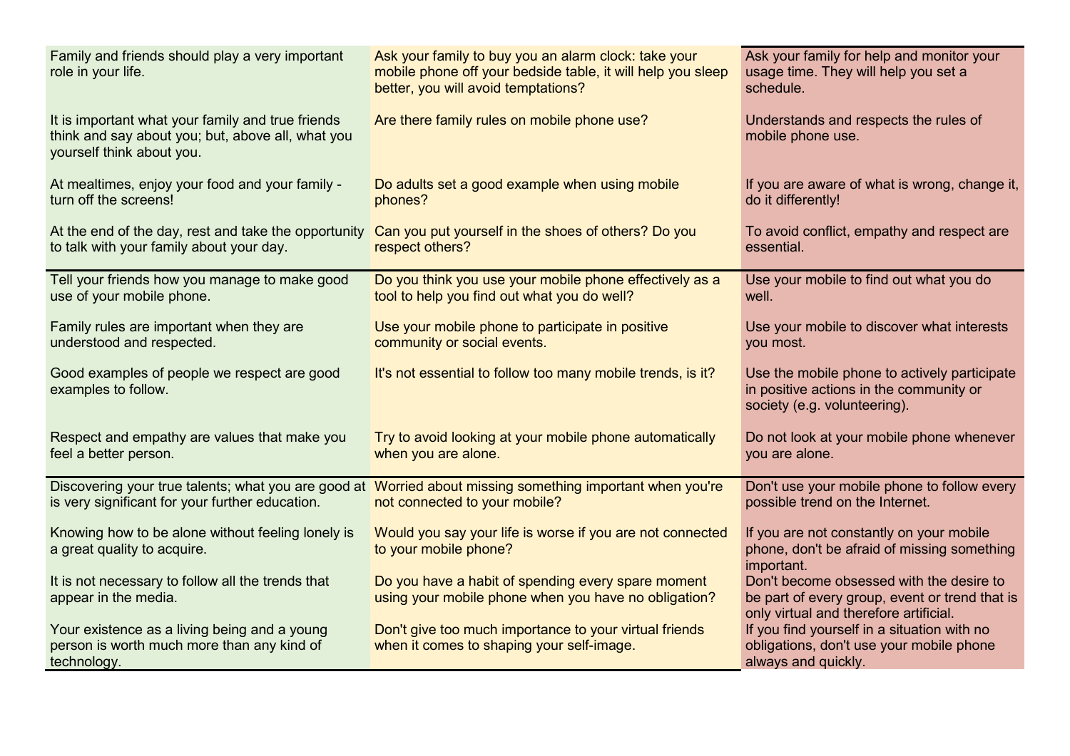| | | |
|---|---|---|
| Family and friends should play a very important role in your life. | Ask your family to buy you an alarm clock: take your mobile phone off your bedside table, it will help you sleep better, you will avoid temptations? | Ask your family for help and monitor your usage time. They will help you set a schedule. |
| It is important what your family and true friends think and say about you; but, above all, what you yourself think about you. | Are there family rules on mobile phone use? | Understands and respects the rules of mobile phone use. |
| At mealtimes, enjoy your food and your family - turn off the screens! | Do adults set a good example when using mobile phones? | If you are aware of what is wrong, change it, do it differently! |
| At the end of the day, rest and take the opportunity to talk with your family about your day. | Can you put yourself in the shoes of others? Do you respect others? | To avoid conflict, empathy and respect are essential. |
| Tell your friends how you manage to make good use of your mobile phone. | Do you think you use your mobile phone effectively as a tool to help you find out what you do well? | Use your mobile to find out what you do well. |
| Family rules are important when they are understood and respected. | Use your mobile phone to participate in positive community or social events. | Use your mobile to discover what interests you most. |
| Good examples of people we respect are good examples to follow. | It's not essential to follow too many mobile trends, is it? | Use the mobile phone to actively participate in positive actions in the community or society (e.g. volunteering). |
| Respect and empathy are values that make you feel a better person. | Try to avoid looking at your mobile phone automatically when you are alone. | Do not look at your mobile phone whenever you are alone. |
| Discovering your true talents; what you are good at is very significant for your further education. | Worried about missing something important when you're not connected to your mobile? | Don't use your mobile phone to follow every possible trend on the Internet. |
| Knowing how to be alone without feeling lonely is a great quality to acquire. | Would you say your life is worse if you are not connected to your mobile phone? | If you are not constantly on your mobile phone, don't be afraid of missing something important. |
| It is not necessary to follow all the trends that appear in the media. | Do you have a habit of spending every spare moment using your mobile phone when you have no obligation? | Don't become obsessed with the desire to be part of every group, event or trend that is only virtual and therefore artificial. |
| Your existence as a living being and a young person is worth much more than any kind of technology. | Don't give too much importance to your virtual friends when it comes to shaping your self-image. | If you find yourself in a situation with no obligations, don't use your mobile phone always and quickly. |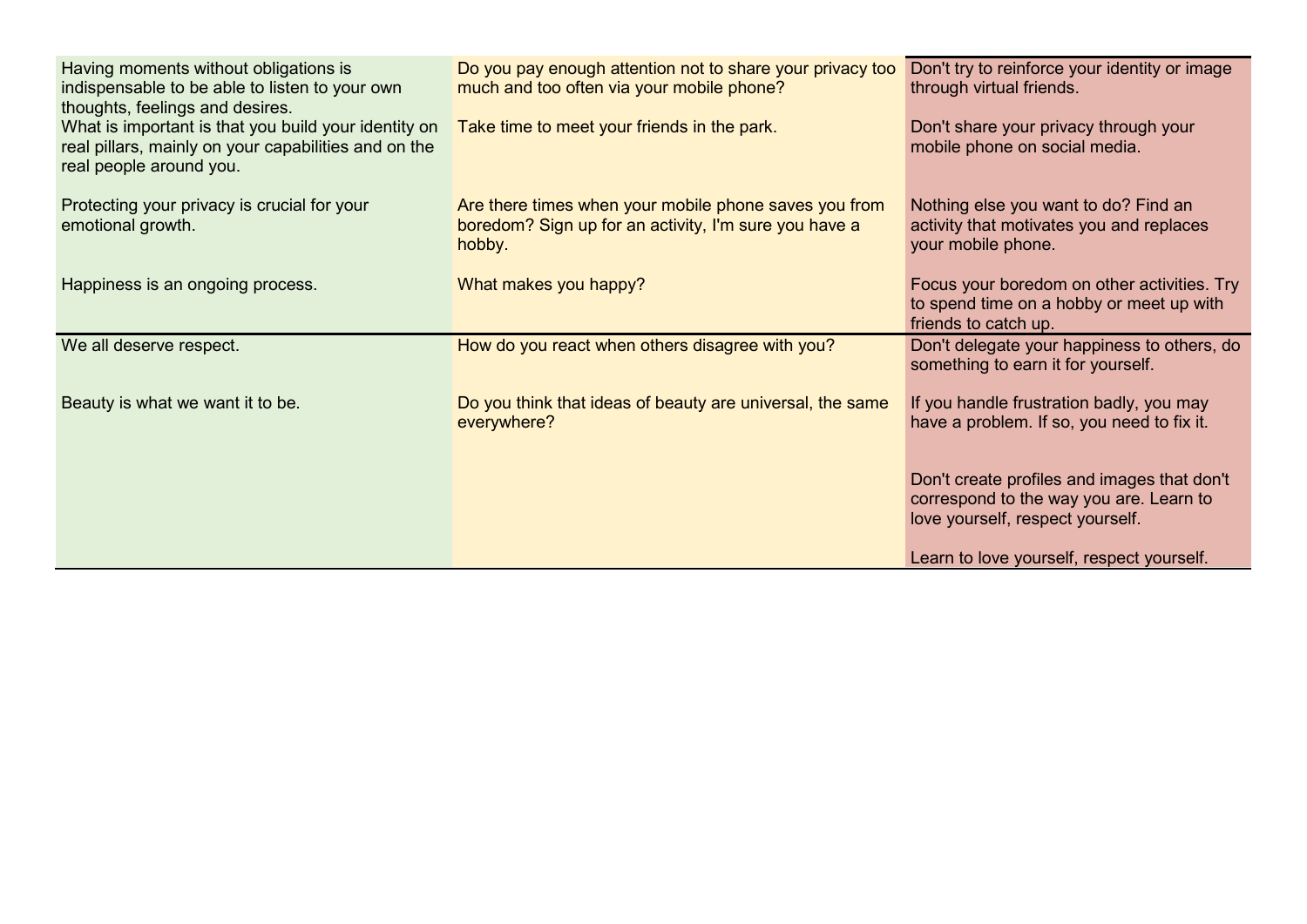| | | |
|---|---|---|
| Having moments without obligations is indispensable to be able to listen to your own thoughts, feelings and desires. | Do you pay enough attention not to share your privacy too much and too often via your mobile phone? | Don't try to reinforce your identity or image through virtual friends. |
| What is important is that you build your identity on real pillars, mainly on your capabilities and on the real people around you. | Take time to meet your friends in the park. | Don't share your privacy through your mobile phone on social media. |
| Protecting your privacy is crucial for your emotional growth. | Are there times when your mobile phone saves you from boredom? Sign up for an activity, I'm sure you have a hobby. | Nothing else you want to do? Find an activity that motivates you and replaces your mobile phone. |
| Happiness is an ongoing process. | What makes you happy? | Focus your boredom on other activities. Try to spend time on a hobby or meet up with friends to catch up. |
| We all deserve respect. | How do you react when others disagree with you? | Don't delegate your happiness to others, do something to earn it for yourself. |
| Beauty is what we want it to be. | Do you think that ideas of beauty are universal, the same everywhere? | If you handle frustration badly, you may have a problem. If so, you need to fix it. |
| | | Don't create profiles and images that don't correspond to the way you are. Learn to love yourself, respect yourself. |
| | | Learn to love yourself, respect yourself. |